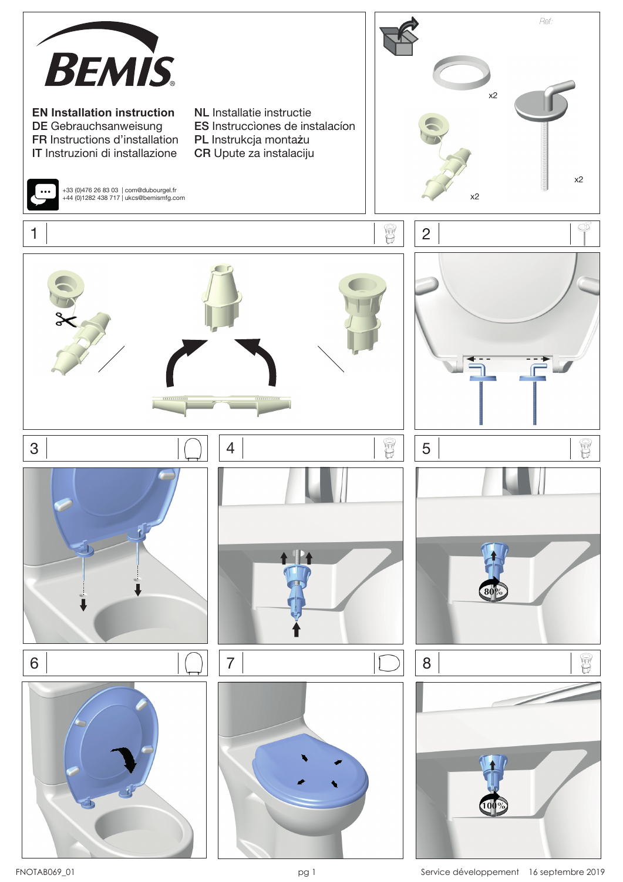BEMIS

**EN Installation instruction**
DE Gebrauchsanweisung
FR Instructions d'installation
IT Instruzioni di installazione

**NL** Installatie instructie
**ES** Instrucciones de instalacíon
**PL** Instrukcja montażu
**CR** Upute za instalaciju

+33 (0)476 26 83 03 | com@dubourgel.fr
+44 (0)1282 438 717 | ukcs@bemismfg.com

Ref:

x2

x2

x2

1

2

3

4

5

80%

6

7

8

100%

FNOTAB069_01

Service développement 16 septembre 2019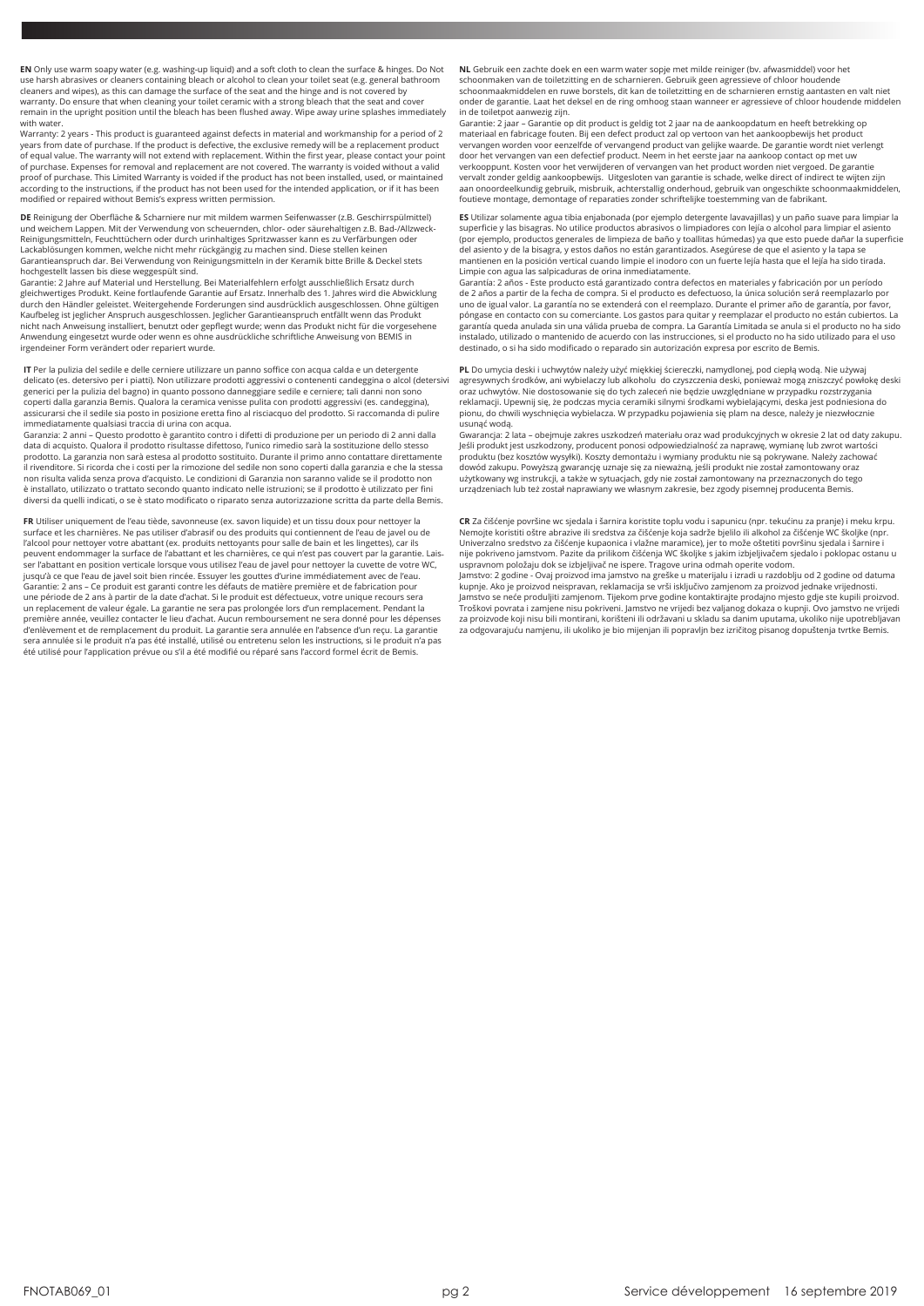**EN** Only use warm soapy water (e.g. washing-up liquid) and a soft cloth to clean the surface & hinges. Do Not use harsh abrasives or cleaners containing bleach or alcohol to clean your toilet seat (e.g. general bathroom cleaners and wipes), as this can damage the surface of the seat and the hinge and is not covered by warranty. Do ensure that when cleaning your toilet ceramic with a strong bleach that the seat and cover remain in the upright position until the bleach has been flushed away. Wipe away urine splashes immediately with water.
Warranty: 2 years - This product is guaranteed against defects in material and workmanship for a period of 2 years from date of purchase. If the product is defective, the exclusive remedy will be a replacement product of equal value. The warranty will not extend with replacement. Within the first year, please contact your point of purchase. Expenses for removal and replacement are not covered. The warranty is voided without a valid proof of purchase. This Limited Warranty is voided if the product has not been installed, used, or maintained according to the instructions, if the product has not been used for the intended application, or if it has been modified or repaired without Bemis's express written permission.

**DE** Reinigung der Oberfläche & Scharniere nur mit mildem warmen Seifenwasser (z.B. Geschirrspülmittel) und weichem Lappen. Mit der Verwendung von scheuernden, chlor- oder säurehaltigen z.B. Bad-/Allzweck-Reinigungsmitteln, Feuchttüchern oder durch urinhaltiges Spritzwasser kann es zu Verfärbungen oder Lackablösungen kommen, welche nicht mehr rückgängig zu machen sind. Diese stellen keinen Garantieanspruch dar. Bei Verwendung von Reinigungsmitteln in der Keramik bitte Brille & Deckel stets hochgestellt lassen bis diese weggespült sind.
Garantie: 2 Jahre auf Material und Herstellung. Bei Materialfehlern erfolgt ausschließlich Ersatz durch gleichwertiges Produkt. Keine fortlaufende Garantie auf Ersatz. Innerhalb des 1. Jahres wird die Abwicklung durch den Händler geleistet. Weitergehende Forderungen sind ausdrücklich ausgeschlossen. Ohne gültigen Kaufbeleg ist jeglicher Anspruch ausgeschlossen. Jeglicher Garantieanspruch entfällt wenn das Produkt nicht nach Anweisung installiert, benutzt oder gepflegt wurde; wenn das Produkt nicht für die vorgesehene Anwendung eingesetzt wurde oder wenn es ohne ausdrückliche schriftliche Anweisung von BEMIS in irgendeiner Form verändert oder repariert wurde.

**IT** Per la pulizia del sedile e delle cerniere utilizzare un panno soffice con acqua calda e un detergente delicato (es. detersivo per i piatti). Non utilizzare prodotti aggressivi o contenenti candeggina o alcol (detersivi generici per la pulizia del bagno) in quanto possono danneggiare sedile e cerniere; tali danni non sono coperti dalla garanzia Bemis. Qualora la ceramica venisse pulita con prodotti aggressivi (es. candeggina), assicurarsi che il sedile sia posto in posizione eretta fino al risciacquo del prodotto. Si raccomanda di pulire immediatamente qualsiasi traccia di urina con acqua.
Garanzia: 2 anni – Questo prodotto è garantito contro i difetti di produzione per un periodo di 2 anni dalla data di acquisto. Qualora il prodotto risultasse difettoso, l'unico rimedio sarà la sostituzione dello stesso prodotto. La garanzia non sarà estesa al prodotto sostituito. Durante il primo anno contattare direttamente il rivenditore. Si ricorda che i costi per la rimozione del sedile non sono coperti dalla garanzia e che la stessa non risulta valida senza prova d'acquisto. Le condizioni di Garanzia non saranno valide se il prodotto non è installato, utilizzato o trattato secondo quanto indicato nelle istruzioni; se il prodotto è utilizzato per fini diversi da quelli indicati, o se è stato modificato o riparato senza autorizzazione scritta da parte della Bemis.

**FR** Utiliser uniquement de l'eau tiède, savonneuse (ex. savon liquide) et un tissu doux pour nettoyer la surface et les charnières. Ne pas utiliser d'abrasif ou des produits qui contiennent de l'eau de javel ou de l'alcool pour nettoyer votre abattant (ex. produits nettoyants pour salle de bain et les lingettes), car ils peuvent endommager la surface de l'abattant et les charnières, ce qui n'est pas couvert par la garantie. Laisser l'abattant en position verticale lorsque vous utilisez l'eau de javel pour nettoyer la cuvette de votre WC, jusqu'à ce que l'eau de javel soit bien rincée. Essuyer les gouttes d'urine immédiatement avec de l'eau.
Garantie: 2 ans – Ce produit est garanti contre les défauts de matière première et de fabrication pour une période de 2 ans à partir de la date d'achat. Si le produit est défectueux, votre unique recours sera un replacement de valeur égale. La garantie ne sera pas prolongée lors d'un remplacement. Pendant la première année, veuillez contacter le lieu d'achat. Aucun remboursement ne sera donné pour les dépenses d'enlèvement et de remplacement du produit. La garantie sera annulée en l'absence d'un reçu. La garantie sera annulée si le produit n'a pas été installé, utilisé ou entretenu selon les instructions, si le produit n'a pas été utilisé pour l'application prévue ou s'il a été modifié ou réparé sans l'accord formel écrit de Bemis.

**NL** Gebruik een zachte doek en een warm water sopje met milde reiniger (bv. afwasmiddel) voor het schoonmaken van de toiletzitting en de scharnieren. Gebruik geen agressieve of chloor houdende schoonmaakmiddelen en ruwe borstels, dit kan de toiletzitting en de scharnieren ernstig aantasten en valt niet onder de garantie. Laat het deksel en de ring omhoog staan wanneer er agressieve of chloor houdende middelen in de toiletpot aanwezig zijn.
Garantie: 2 jaar – Garantie op dit product is geldig tot 2 jaar na de aankoopdatum en heeft betrekking op materiaal en fabricage fouten. Bij een defect product zal op vertoon van het aankoopbewijs het product vervangen worden voor eenzelfde of vervangend product van gelijke waarde. De garantie wordt niet verlengt door het vervangen van een defectief product. Neem in het eerste jaar na aankoop contact op met uw verkooppunt. Kosten voor het verwijderen of vervangen van het product worden niet vergoed. De garantie vervalt zonder geldig aankoopbewijs. Uitgesloten van garantie is schade, welke direct of indirect te wijten zijn aan onoordeelkundig gebruik, misbruik, achterstallig onderhoud, gebruik van ongeschikte schoonmaakmiddelen, foutieve montage, demontage of reparaties zonder schriftelijke toestemming van de fabrikant.

**ES** Utilizar solamente agua tibia enjabonada (por ejemplo detergente lavavajillas) y un paño suave para limpiar la superficie y las bisagras. No utilice productos abrasivos o limpiadores con lejía o alcohol para limpiar el asiento (por ejemplo, productos generales de limpieza de baño y toallitas húmedas) ya que esto puede dañar la superficie del asiento y de la bisagra, y estos daños no están garantizados. Asegúrese de que el asiento y la tapa se mantienen en la posición vertical cuando limpie el inodoro con un fuerte lejía hasta que el lejía ha sido tirada. Limpie con agua las salpicaduras de orina inmediatamente.
Garantía: 2 años - Este producto está garantizado contra defectos en materiales y fabricación por un período de 2 años a partir de la fecha de compra. Si el producto es defectuoso, la única solución será reemplazarlo por uno de igual valor. La garantía no se extenderá con el reemplazo. Durante el primer año de garantía, por favor, póngase en contacto con su comerciante. Los gastos para quitar y reemplazar el producto no están cubiertos. La garantía queda anulada sin una válida prueba de compra. La Garantía Limitada se anula si el producto no ha sido instalado, utilizado o mantenido de acuerdo con las instrucciones, si el producto no ha sido utilizado para el uso destinado, o si ha sido modificado o reparado sin autorización expresa por escrito de Bemis.

**PL** Do umycia deski i uchwytów należy użyć miękkiej ściereczki, namydlonej, pod ciepłą wodą. Nie używaj agresywnych środków, ani wybielaczy lub alkoholu do czyszczenia deski, ponieważ mogą zniszczyć powłokę deski oraz uchwytów. Nie dostosowanie się do tych zaleceń nie będzie uwzględniane w przypadku rozstrzygania reklamacji. Upewnij się, że podczas mycia ceramiki silnymi środkami wybielającymi, deska jest podniesiona do pionu, do chwili wyschnięcia wybielacza. W przypadku pojawienia się plam na desce, należy je niezwłocznie usunąć wodą.
Gwarancja: 2 lata – obejmuje zakres uszkodzeń materiału oraz wad produkcyjnych w okresie 2 lat od daty zakupu. Jeśli produkt jest uszkodzony, producent ponosi odpowiedzialność za naprawę, wymianę lub zwrot wartości produktu (bez kosztów wysyłki). Koszty demontażu i wymiany produktu nie są pokrywane. Należy zachować dowód zakupu. Powyższą gwarancję uznaje się za nieważną, jeśli produkt nie został zamontowany oraz użytkowany wg instrukcji, a także w sytuacjach, gdy nie został zamontowany na przeznaczonych do tego urządzeniach lub też został naprawiany we własnym zakresie, bez zgody pisemnej producenta Bemis.

**CR** Za čišćenje površine wc sjedala i šarnira koristite toplu vodu i sapunicu (npr. tekućinu za pranje) i meku krpu. Nemojte koristiti oštre abrazive ili sredstva za čišćenje koja sadrže bjelilo ili alkohol za čišćenje WC školjke (npr. Univerzalno sredstvo za čišćenje kupaonica i vlažne maramice), jer to može oštetiti površinu sjedala i šarnire i nije pokriveno jamstvom. Pazite da prilikom čišćenja WC školjke s jakim izbjeljivačem sjedalo i poklopac ostanu u uspravnom položaju dok se izbjeljivač ne ispere. Tragove urina odmah operite vodom.
Jamstvo: 2 godine - Ovaj proizvod ima jamstvo na greške u materijalu i izradi u razdoblju od 2 godine od datuma kupnje. Ako je proizvod neispravan, reklamacija se vrši isključivo zamjenom za proizvod jednake vrijednosti. Jamstvo se neće produljiti zamjenom. Tijekom prve godine kontaktirajte prodajno mjesto gdje ste kupili proizvod. Troškovi povrata i zamjene nisu pokriveni. Jamstvo ne vrijedi bez valjanog dokaza o kupnji. Ovo jamstvo ne vrijedi za proizvode koji nisu bili montirani, korišteni ili održavani u skladu sa danim uputama, ukoliko nije upotrebljavan za odgovarajuću namjenu, ili ukoliko je bio mijenjan ili popravljn bez izričitog pisanog dopuštenja tvrtke Bemis.

FNOTAB069_01 — Service développement — 16 septembre 2019